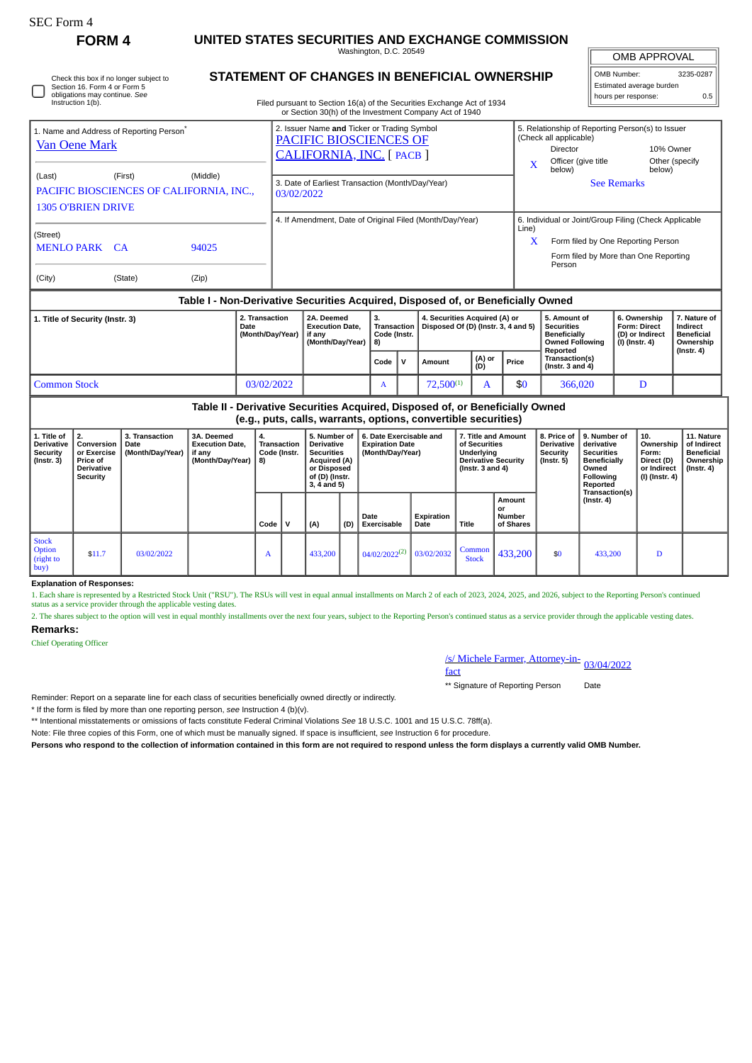SEC Form 4

# FORM 4

## UNITED STATES SECURITIES AND EXCHANGE COMMISSION

Washington, D.C. 20549

## STATEMENT OF CHANGES IN BENEFICIAL OWNERSHIP

Filed pursuant to Section 16(a) of the Securities Exchange Act of 1934 or Section 30(h) of the Investment Company Act of 1940

Check this box if no longer subject to Section 16. Form 4 or Form 5 obligations may continue. *See* Instruction 1(b).

| OMB APPROVAL | |
|---|---|
| OMB Number: | 3235-0287 |
| Estimated average burden | |
| hours per response: | 0.5 |

1. Name and Address of Reporting Person*
Van Oene Mark

(Last) (First) (Middle)
PACIFIC BIOSCIENCES OF CALIFORNIA, INC.,
1305 O'BRIEN DRIVE

(Street)
MENLO PARK CA 94025

(City) (State) (Zip)

2. Issuer Name **and** Ticker or Trading Symbol
PACIFIC BIOSCIENCES OF CALIFORNIA, INC. [ PACB ]

3. Date of Earliest Transaction (Month/Day/Year)
03/02/2022

4. If Amendment, Date of Original Filed (Month/Day/Year)

5. Relationship of Reporting Person(s) to Issuer (Check all applicable)
Director | 10% Owner
X Officer (give title below) | Other (specify below)
See Remarks

6. Individual or Joint/Group Filing (Check Applicable Line)
X Form filed by One Reporting Person
Form filed by More than One Reporting Person

### Table I - Non-Derivative Securities Acquired, Disposed of, or Beneficially Owned

| 1. Title of Security (Instr. 3) | 2. Transaction Date (Month/Day/Year) | 2A. Deemed Execution Date, if any (Month/Day/Year) | 3. Transaction Code (Instr. 8) | | 4. Securities Acquired (A) or Disposed Of (D) (Instr. 3, 4 and 5) | | | 5. Amount of Securities Beneficially Owned Following Reported Transaction(s) (Instr. 3 and 4) | 6. Ownership Form: Direct (D) or Indirect (I) (Instr. 4) | 7. Nature of Indirect Beneficial Ownership (Instr. 4) |
|---|---|---|---|---|---|---|---|---|---|---|
| | | | Code | V | Amount | (A) or (D) | Price | | | |
| Common Stock | 03/02/2022 | | A | | 72,500[(1)] | A | $0 | 366,020 | D | |

### Table II - Derivative Securities Acquired, Disposed of, or Beneficially Owned (e.g., puts, calls, warrants, options, convertible securities)

| 1. Title of Derivative Security (Instr. 3) | 2. Conversion or Exercise Price of Derivative Security | 3. Transaction Date (Month/Day/Year) | 3A. Deemed Execution Date, if any (Month/Day/Year) | 4. Transaction Code (Instr. 8) | | 5. Number of Derivative Securities Acquired (A) or Disposed of (D) (Instr. 3, 4 and 5) | | 6. Date Exercisable and Expiration Date (Month/Day/Year) | | 7. Title and Amount of Securities Underlying Derivative Security (Instr. 3 and 4) | | 8. Price of Derivative Security (Instr. 5) | 9. Number of derivative Securities Beneficially Owned Following Reported Transaction(s) (Instr. 4) | 10. Ownership Form: Direct (D) or Indirect (I) (Instr. 4) | 11. Nature of Indirect Beneficial Ownership (Instr. 4) |
|---|---|---|---|---|---|---|---|---|---|---|---|---|---|---|---|
| | | | | Code | V | (A) | (D) | Date Exercisable | Expiration Date | Title | Amount or Number of Shares | | | | |
| Stock Option (right to buy) | $11.7 | 03/02/2022 | | A | | 433,200 | | 04/02/2022[(2)] | 03/02/2032 | Common Stock | 433,200 | $0 | 433,200 | D | |

**Explanation of Responses:**

1. Each share is represented by a Restricted Stock Unit ("RSU"). The RSUs will vest in equal annual installments on March 2 of each of 2023, 2024, 2025, and 2026, subject to the Reporting Person's continued status as a service provider through the applicable vesting dates.

2. The shares subject to the option will vest in equal monthly installments over the next four years, subject to the Reporting Person's continued status as a service provider through the applicable vesting dates.

**Remarks:**

Chief Operating Officer

/s/ Michele Farmer, Attorney-in-fact | 03/04/2022

** Signature of Reporting Person | Date

Reminder: Report on a separate line for each class of securities beneficially owned directly or indirectly.

\* If the form is filed by more than one reporting person, *see* Instruction 4 (b)(v).

** Intentional misstatements or omissions of facts constitute Federal Criminal Violations *See* 18 U.S.C. 1001 and 15 U.S.C. 78ff(a).

Note: File three copies of this Form, one of which must be manually signed. If space is insufficient, *see* Instruction 6 for procedure.

**Persons who respond to the collection of information contained in this form are not required to respond unless the form displays a currently valid OMB Number.**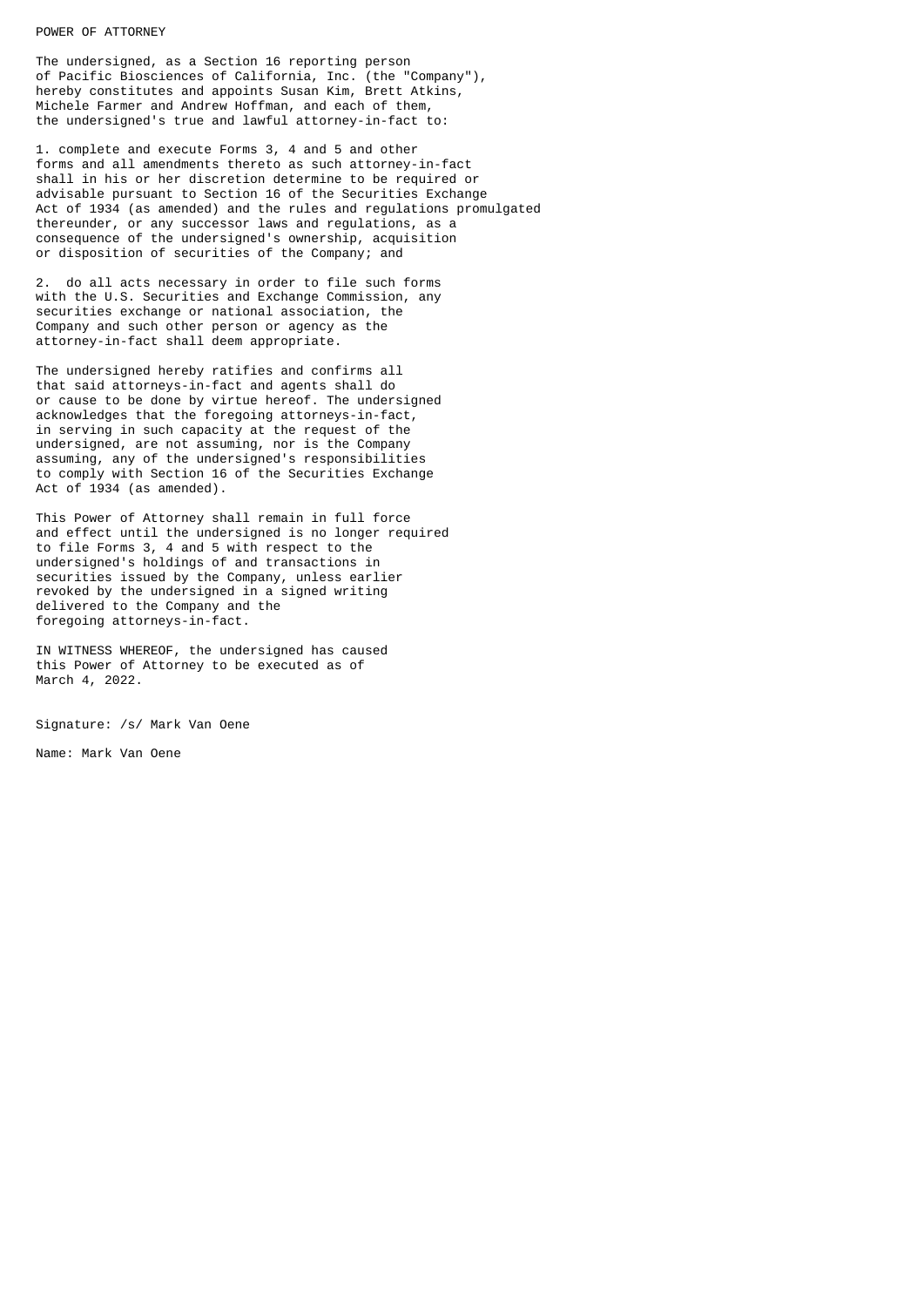POWER OF ATTORNEY

The undersigned, as a Section 16 reporting person of Pacific Biosciences of California, Inc. (the "Company"), hereby constitutes and appoints Susan Kim, Brett Atkins, Michele Farmer and Andrew Hoffman, and each of them, the undersigned's true and lawful attorney-in-fact to:

1. complete and execute Forms 3, 4 and 5 and other forms and all amendments thereto as such attorney-in-fact shall in his or her discretion determine to be required or advisable pursuant to Section 16 of the Securities Exchange Act of 1934 (as amended) and the rules and regulations promulgated thereunder, or any successor laws and regulations, as a consequence of the undersigned's ownership, acquisition or disposition of securities of the Company; and

2. do all acts necessary in order to file such forms with the U.S. Securities and Exchange Commission, any securities exchange or national association, the Company and such other person or agency as the attorney-in-fact shall deem appropriate.

The undersigned hereby ratifies and confirms all that said attorneys-in-fact and agents shall do or cause to be done by virtue hereof. The undersigned acknowledges that the foregoing attorneys-in-fact, in serving in such capacity at the request of the undersigned, are not assuming, nor is the Company assuming, any of the undersigned's responsibilities to comply with Section 16 of the Securities Exchange Act of 1934 (as amended).

This Power of Attorney shall remain in full force and effect until the undersigned is no longer required to file Forms 3, 4 and 5 with respect to the undersigned's holdings of and transactions in securities issued by the Company, unless earlier revoked by the undersigned in a signed writing delivered to the Company and the foregoing attorneys-in-fact.

IN WITNESS WHEREOF, the undersigned has caused this Power of Attorney to be executed as of March 4, 2022.

Signature: /s/ Mark Van Oene

Name: Mark Van Oene